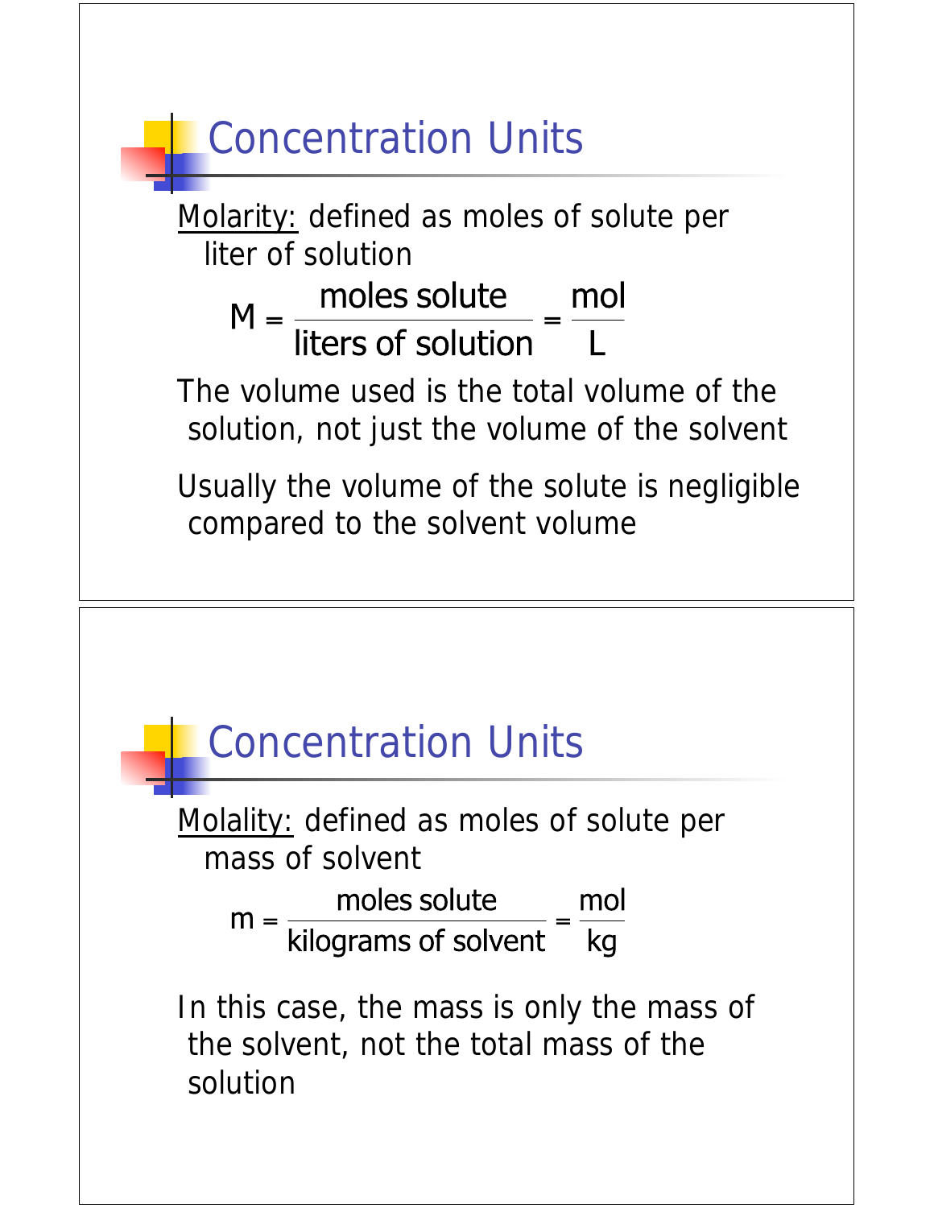## Concentration Units

Molarity: defined as moles of solute per liter of solution

$$M = \frac{\text{moles solute}}{\text{liters of solution}} = \frac{\text{mol}}{\text{L}}$$

The volume used is the total volume of the solution, not just the volume of the solvent

Usually the volume of the solute is negligible compared to the solvent volume

## Concentration Units

Molality: defined as moles of solute per mass of solvent

$$m = \frac{\text{moles solute}}{\text{kilograms of solvent}} = \frac{\text{mol}}{\text{kg}}$$

In this case, the mass is only the mass of the solvent, not the total mass of the solution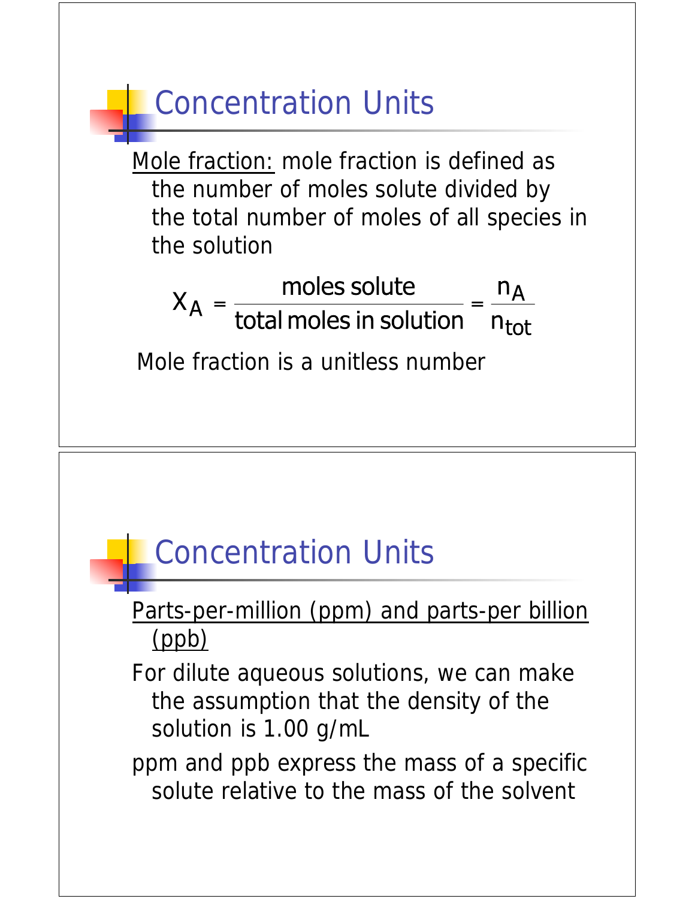## Concentration Units

Mole fraction: mole fraction is defined as the number of moles solute divided by the total number of moles of all species in the solution

$$X_A = \frac{\text{moles solute}}{\text{total moles in solution}} = \frac{n_A}{n_{tot}}$$

Mole fraction is a unitless number

## Concentration Units

Parts-per-million (ppm) and parts-per billion (ppb)

For dilute aqueous solutions, we can make the assumption that the density of the solution is 1.00 g/mL

ppm and ppb express the mass of a specific solute relative to the mass of the solvent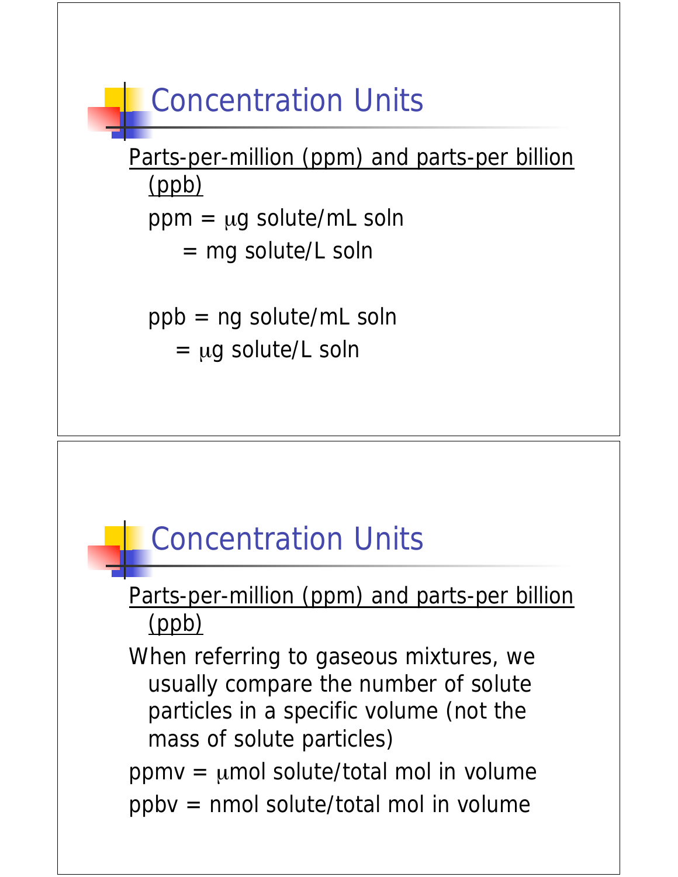## Concentration Units

<u>Parts-per-million (ppm) and parts-per billion (ppb)</u>

ppm = μg solute/mL soln
= mg solute/L soln

ppb = ng solute/mL soln
= μg solute/L soln

## Concentration Units

<u>Parts-per-million (ppm) and parts-per billion (ppb)</u>

When referring to gaseous mixtures, we usually compare the number of solute particles in a specific volume (not the mass of solute particles)

ppmv = μmol solute/total mol in volume

ppbv = nmol solute/total mol in volume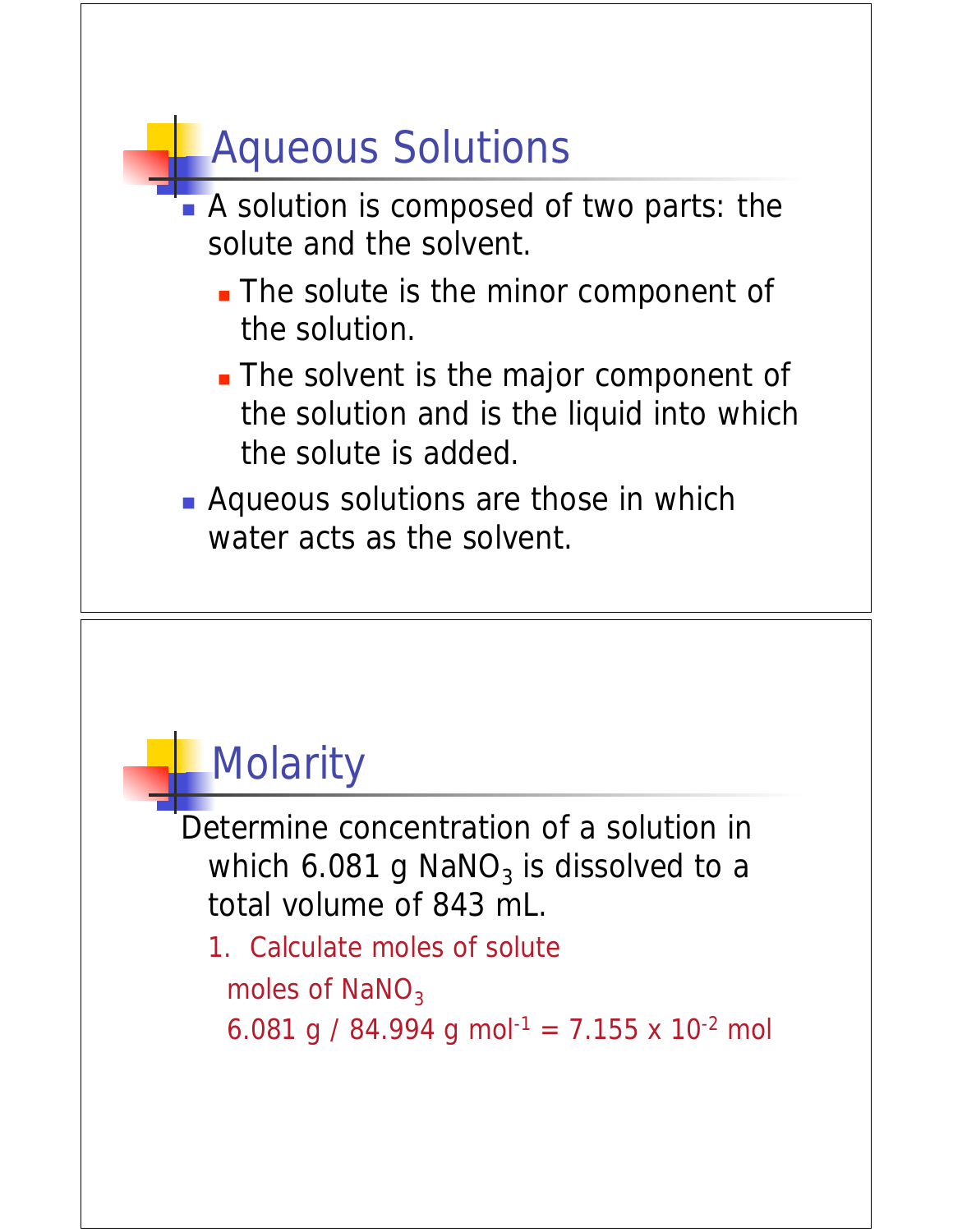## Aqueous Solutions

- A solution is composed of two parts: the solute and the solvent.
  - The solute is the minor component of the solution.
  - The solvent is the major component of the solution and is the liquid into which the solute is added.
- Aqueous solutions are those in which water acts as the solvent.

## Molarity

Determine concentration of a solution in which 6.081 g $NaNO_3$ is dissolved to a total volume of 843 mL.

1. Calculate moles of solute

   moles of $NaNO_3$

   6.081 g / 84.994 g $mol^{-1}$ = $7.155 \times 10^{-2}$ mol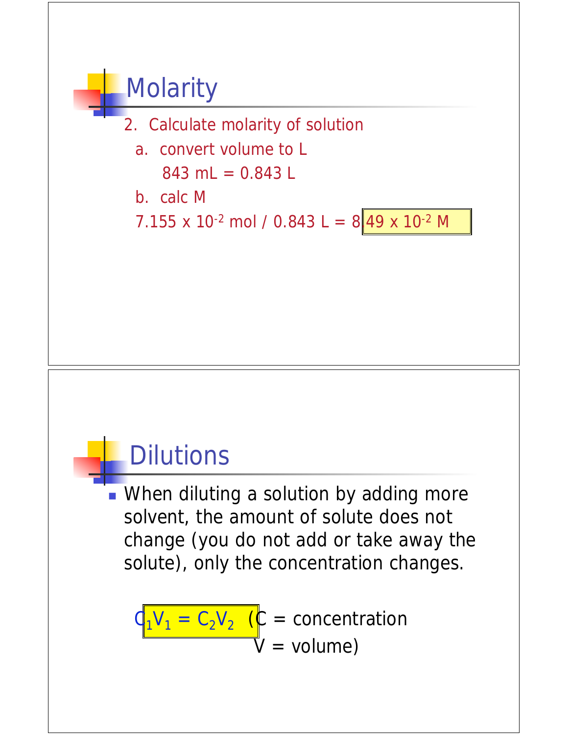## Molarity

2. Calculate molarity of solution
   a. convert volume to L

      843 mL = 0.843 L

   b. calc M

   $7.155 \times 10^{-2}$ mol / 0.843 L = $8.49 \times 10^{-2}$ M

## Dilutions

- When diluting a solution by adding more solvent, the amount of solute does not change (you do not add or take away the solute), only the concentration changes.

$C_1V_1 = C_2V_2$ (C = concentration
V = volume)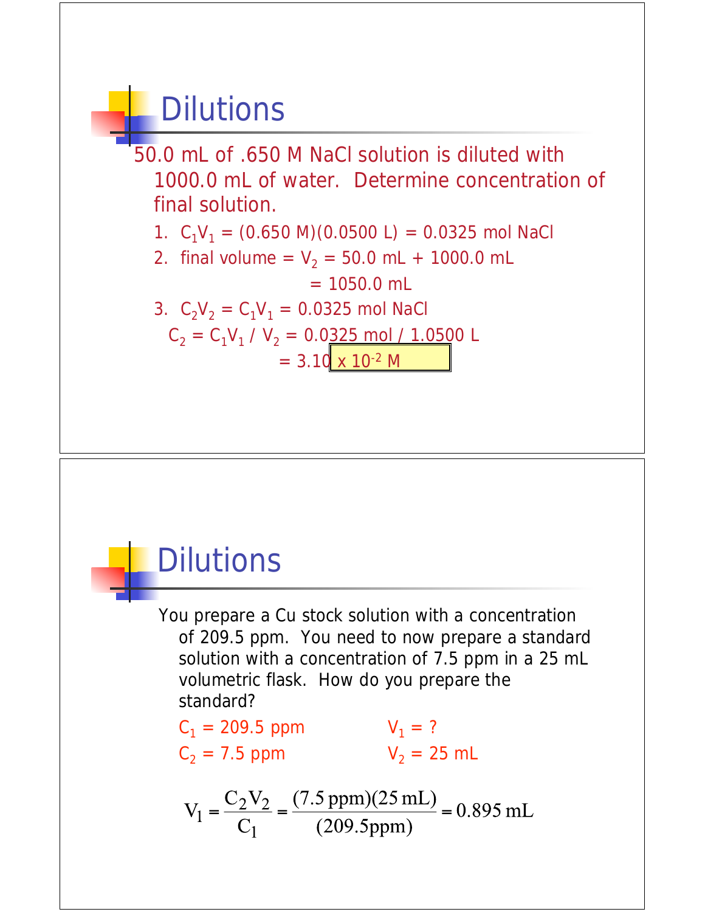## Dilutions

50.0 mL of .650 M NaCl solution is diluted with 1000.0 mL of water. Determine concentration of final solution.

1. $C_1V_1$ = (0.650 M)(0.0500 L) = 0.0325 mol NaCl
2. final volume = $V_2$ = 50.0 mL + 1000.0 mL
   = 1050.0 mL
3. $C_2V_2 = C_1V_1$ = 0.0325 mol NaCl
   $C_2 = C_1V_1 / V_2$ = 0.0325 mol / 1.0500 L
   = 3.10 x $10^{-2}$ M

## Dilutions

You prepare a Cu stock solution with a concentration of 209.5 ppm. You need to now prepare a standard solution with a concentration of 7.5 ppm in a 25 mL volumetric flask. How do you prepare the standard?

$C_1$ = 209.5 ppm    $V_1$ = ?

$C_2$ = 7.5 ppm    $V_2$ = 25 mL

$$V_1 = \frac{C_2V_2}{C_1} = \frac{(7.5\,\text{ppm})(25\,\text{mL})}{(209.5\text{ppm})} = 0.895\,\text{mL}$$